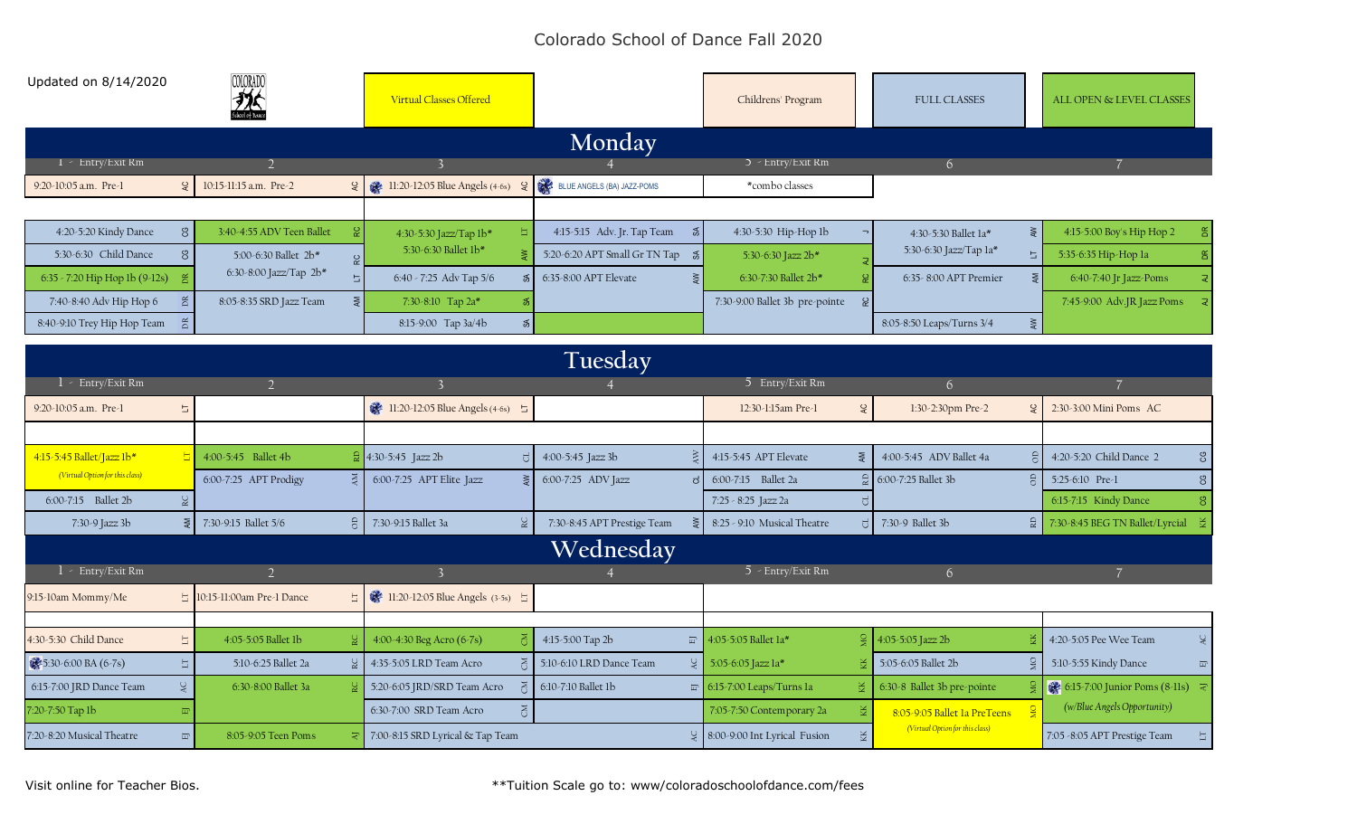# Colorado School of Dance Fall 2020

Updated on 8/14/2020

| Virtual Classes Offered | Childrens' Program | FULL CLASSES | ALL OPEN & LEVEL CLASSES |
|---|---|---|---|

## Monday

| 1 - Entry/Exit Rm | 2 | 3 | 4 | 5 - Entry/Exit Rm | 6 | 7 |
|---|---|---|---|---|---|---|
| 9:20-10:05 a.m. Pre-1 AC | 10:15-11:15 a.m. Pre-2 AC | 11:20-12:05 Blue Angels (4-6s) AC | BLUE ANGELS (BA) JAZZ-POMS | *combo classes | | |
| | | | | | | |
| 4:20-5:20 Kindy Dance CG | 3:40-4:55 ADV Teen Ballet RC | 4:30-5:30 Jazz/Tap 1b* LT | 4:15-5:15 Adv. Jr. Tap Team SA | 4:30-5:30 Hip-Hop 1b J | 4:30-5:30 Ballet 1a* AW | 4:15-5:00 Boy's Hip Hop 2 DR |
| 5:30-6:30 Child Dance CG | 5:00-6:30 Ballet 2b* RC | 5:30-6:30 Ballet 1b* AW | 5:20-6:20 APT Small Gr TN Tap SA | 5:30-6:30 Jazz 2b* AJ | 5:30-6:30 Jazz/Tap 1a* LT | 5:35-6:35 Hip-Hop 1a DR |
| 6:35 - 7:20 Hip Hop 1b (9-12s) DR | 6:30-8:00 Jazz/Tap 2b* LT | 6:40 - 7:25 Adv Tap 5/6 SA | 6:35-8:00 APT Elevate AW | 6:30-7:30 Ballet 2b* RC | 6:35- 8:00 APT Premier AW | 6:40-7:40 Jr Jazz-Poms AJ |
| 7:40-8:40 Adv Hip Hop 6 DR | 8:05-8:35 SRD Jazz Team AW | 7:30-8:10 Tap 2a* SA | | 7:30-9:00 Ballet 3b pre-pointe RC | | 7:45-9:00 Adv.JR Jazz Poms AJ |
| 8:40-9:10 Trey Hip Hop Team DR | | 8:15-9:00 Tap 3a/4b SA | | | 8:05-8:50 Leaps/Turns 3/4 AW | |

## Tuesday

| 1 - Entry/Exit Rm | 2 | 3 | 4 | 5 Entry/Exit Rm | 6 | 7 |
|---|---|---|---|---|---|---|
| 9:20-10:05 a.m. Pre-1 LT | | 11:20-12:05 Blue Angels (4-6s) LT | | 12:30-1:15am Pre-1 AC | 1:30-2:30pm Pre-2 AC | 2:30-3:00 Mini Poms AC |
| | | | | | | |
| 4:15-5:45 Ballet/Jazz 1b* LT (Virtual Option for this class) | 4:00-5:45 Ballet 4b RD | 4:30-5:45 Jazz 2b CJ | 4:00-5:45 Jazz 3b AW | 4:15-5:45 APT Elevate AW | 4:00-5:45 ADV Ballet 4a OD | 4:20-5:20 Child Dance 2 CG |
| | 6:00-7:25 APT Prodigy AW | 6:00-7:25 APT Elite Jazz AW | 6:00-7:25 ADV Jazz CJ | 6:00-7:15 Ballet 2a RD | 6:00-7:25 Ballet 3b OD | 5:25-6:10 Pre-1 CG |
| 6:00-7:15 Ballet 2b RC | | | | 7:25 - 8:25 Jazz 2a CJ | | 6:15-7:15 Kindy Dance CG |
| 7:30-9 Jazz 3b AW | 7:30-9:15 Ballet 5/6 OD | 7:30-9:15 Ballet 3a RC | 7:30-8:45 APT Prestige Team AW | 8:25 - 9:10 Musical Theatre CJ | 7:30-9 Ballet 3b RD | 7:30-8:45 BEG TN Ballet/Lyrcial KK |

## Wednesday

| 1 - Entry/Exit Rm | 2 | 3 | 4 | 5 - Entry/Exit Rm | 6 | 7 |
|---|---|---|---|---|---|---|
| 9:15-10am Mommy/Me LT | 10:15-11:00am Pre-1 Dance LT | 11:20-12:05 Blue Angels (3-5s) LT | | | | |
| | | | | | | |
| 4:30-5:30 Child Dance LT | 4:05-5:05 Ballet 1b RC | 4:00-4:30 Beg Acro (6-7s) CM | 4:15-5:00 Tap 2b EF | 4:05-5:05 Ballet 1a* MO | 4:05-5:05 Jazz 2b KK | 4:20-5:05 Pee Wee Team AC |
| 5:30-6:00 BA (6-7s) LT | 5:10-6:25 Ballet 2a RC | 4:35-5:05 LRD Team Acro CM | 5:10-6:10 LRD Dance Team AC | 5:05-6:05 Jazz 1a* KK | 5:05-6:05 Ballet 2b MO | 5:10-5:55 Kindy Dance EF |
| 6:15-7:00 JRD Dance Team AC | 6:30-8:00 Ballet 3a RC | 5:20-6:05 JRD/SRD Team Acro CM | 6:10-7:10 Ballet 1b EF | 6:15-7:00 Leaps/Turns 1a KK | 6:30-8 Ballet 3b pre-pointe MO | 6:15-7:00 Junior Poms (8-11s) AJ (w/Blue Angels Opportunity) |
| 7:20-7:50 Tap 1b EF | | 6:30-7:00 SRD Team Acro CM | | 7:05-7:50 Contemporary 2a KK | 8:05-9:05 Ballet 1a PreTeens MO (Virtual Option for this class) | |
| 7:20-8:20 Musical Theatre EF | 8:05-9:05 Teen Poms AJ | 7:00-8:15 SRD Lyrical & Tap Team AC | | 8:00-9:00 Int Lyrical Fusion KK | | 7:05 -8:05 APT Prestige Team LT |

Visit online for Teacher Bios.

**Tuition Scale go to: www/coloradoschoolofdance.com/fees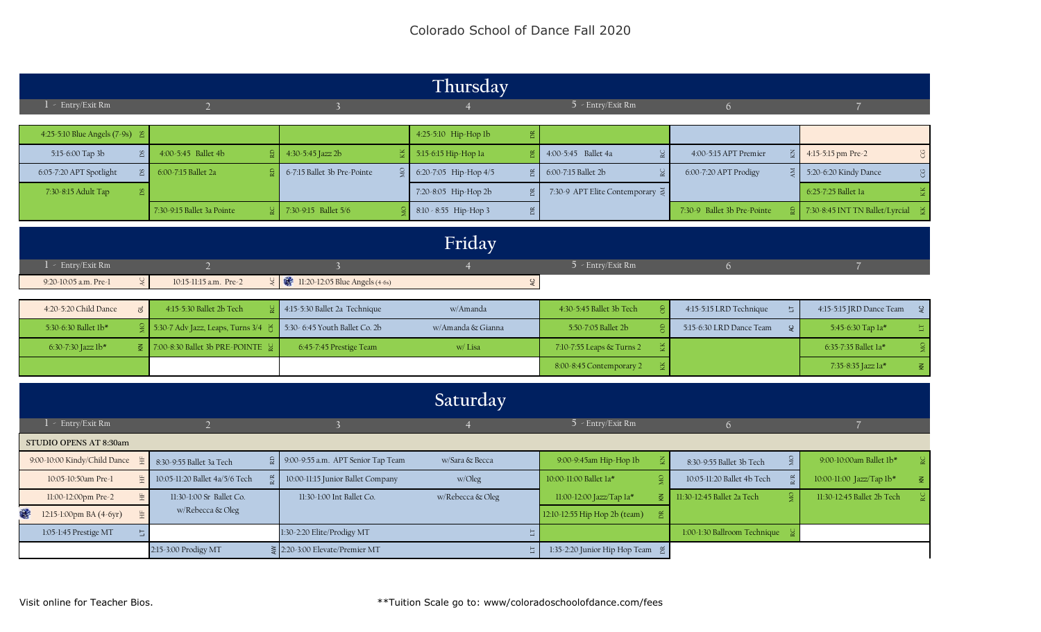# Colorado School of Dance Fall 2020

## Thursday

| 1 - Entry/Exit Rm | 2 | 3 | 4 | 5 - Entry/Exit Rm | 6 | 7 |
|---|---|---|---|---|---|---|
| 4:25-5:10 Blue Angels (7-9s) DS | | | 4:25-5:10 Hip-Hop 1b DR | | | |
| 5:15-6:00 Tap 3b DS | 4:00-5:45 Ballet 4b RD | 4:30-5:45 Jazz 2b KK | 5:15-6:15 Hip-Hop 1a DR | 4:00-5:45 Ballet 4a RC | 4:00-5:15 APT Premier KN | 4:15-5:15 pm Pre-2 GG |
| 6:05-7:20 APT Spotlight DS | 6:00-7:15 Ballet 2a RD | 6-7:15 Ballet 3b Pre-Pointe MO | 6:20-7:05 Hip-Hop 4/5 DR | 6:00-7:15 Ballet 2b RC | 6:00-7:20 APT Prodigy AW | 5:20-6:20 Kindy Dance GG |
| 7:30-8:15 Adult Tap DS | | | 7:20-8:05 Hip-Hop 2b DR | 7:30-9 APT Elite Contemporary AW | | 6:25-7:25 Ballet 1a KK |
| | 7:30-9:15 Ballet 3a Pointe RC | 7:30-9:15 Ballet 5/6 MO | 8:10 - 8:55 Hip-Hop 3 DR | | 7:30-9 Ballet 3b Pre-Pointe RD | 7:30-8:45 INT TN Ballet/Lyrcial KK |

## Friday

| 1 - Entry/Exit Rm | 2 | 3 | 4 | 5 - Entry/Exit Rm | 6 | 7 |
|---|---|---|---|---|---|---|
| 9:20-10:05 a.m. Pre-1 AC | 10:15-11:15 a.m. Pre-2 AC | 11:20-12:05 Blue Angels (4-6s) AC | | | | |
| 4:20-5:20 Child Dance GL | 4:15-5:30 Ballet 2b Tech RC | 4:15-5:30 Ballet 2a Technique | w/Amanda | 4:30-5:45 Ballet 3b Tech OD | 4:15-5:15 LRD Technique LT | 4:15-5:15 JRD Dance Team AC |
| 5:30-6:30 Ballet 1b* MO | 5:30-7 Adv Jazz, Leaps, Turns 3/4 CK | 5:30- 6:45 Youth Ballet Co. 2b | w/Amanda & Gianna | 5:50-7:05 Ballet 2b OD | 5:15-6:30 LRD Dance Team AC | 5:45-6:30 Tap 1a* LT |
| 6:30-7:30 Jazz 1b* KN | 7:00-8:30 Ballet 3b PRE-POINTE RC | 6:45-7:45 Prestige Team | w/ Lisa | 7:10-7:55 Leaps & Turns 2 KK | | 6:35-7:35 Ballet 1a* MO |
| | | | | 8:00-8:45 Contemporary 2 KK | | 7:35-8:35 Jazz 1a* KN |

## Saturday

**STUDIO OPENS AT 8:30am**

| 1 - Entry/Exit Rm | 2 | 3 | 4 | 5 - Entry/Exit Rm | 6 | 7 |
|---|---|---|---|---|---|---|
| 9:00-10:00 Kindy/Child Dance HF | 8:30-9:55 Ballet 3a Tech RD | 9:00-9:55 a.m. APT Senior Tap Team | w/Sara & Becca | 9:00-9:45am Hip-Hop 1b KN | 8:30-9:55 Ballet 3b Tech MO | 9:00-10:00am Ballet 1b* RC |
| 10:05-10:50am Pre-1 HF | 10:05-11:20 Ballet 4a/5/6 Tech R/R | 10:00-11:15 Junior Ballet Company | w/Oleg | 10:00-11:00 Ballet 1a* MO | 10:05-11:20 Ballet 4b Tech R/R | 10:00-11:00 Jazz/Tap 1b* KN |
| 11:00-12:00pm Pre-2 HF | 11:30-1:00 Sr Ballet Co. w/Rebecca & Oleg | 11:30-1:00 Int Ballet Co. | w/Rebecca & Oleg | 11:00-12:00 Jazz/Tap 1a* KN | 11:30-12:45 Ballet 2a Tech MO | 11:30-12:45 Ballet 2b Tech RC |
| 12:15-1:00pm BA (4-6yr) HF | | | | 12:10-12:55 Hip Hop 2b (team) DR | | |
| 1:05-1:45 Prestige MT LT | | 1:30-2:20 Elite/Prodigy MT LT | | | 1:00-1:30 Ballroom Technique RC | |
| | 2:15-3:00 Prodigy MT AW | 2:20-3:00 Elevate/Premier MT LT | | 1:35-2:20 Junior Hip Hop Team DR | | |

Visit online for Teacher Bios.

**Tuition Scale go to: www/coloradoschoolofdance.com/fees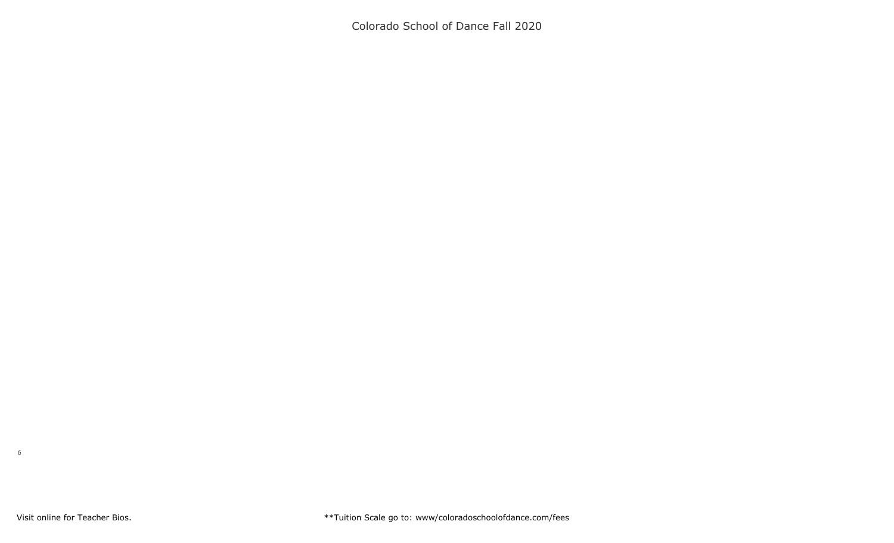Visit online for Teacher Bios.

**Tuition Scale go to: www/coloradoschoolofdance.com/fees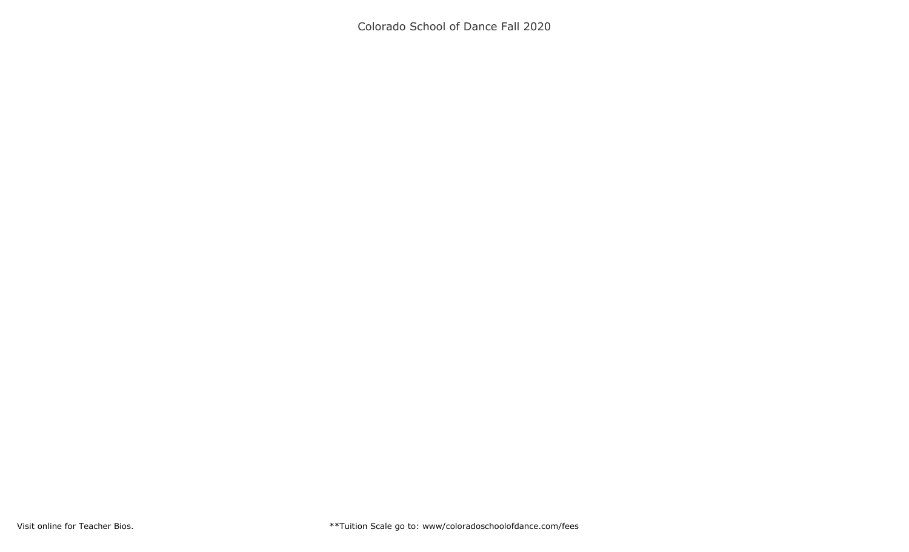Colorado School of Dance Fall 2020

Visit online for Teacher Bios.

**Tuition Scale go to: www/coloradoschoolofdance.com/fees